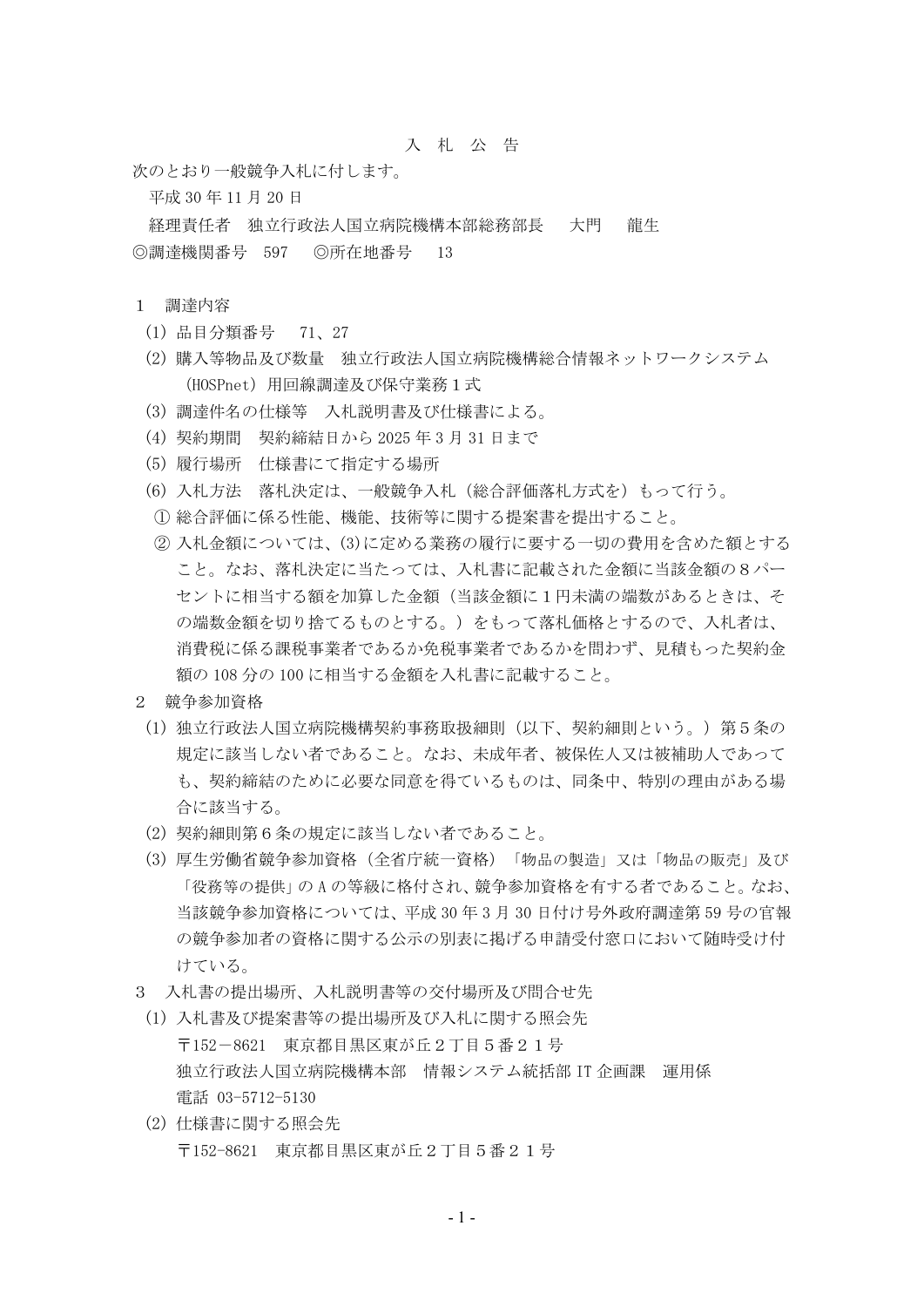# 入　札　公　告

次のとおり一般競争入札に付します。

平成 30 年 11 月 20 日

経理責任者　独立行政法人国立病院機構本部総務部長　　大門　　龍生

◎調達機関番号　597　　◎所在地番号　　13

１　調達内容

(1) 品目分類番号　　71、27

(2) 購入等物品及び数量　独立行政法人国立病院機構総合情報ネットワークシステム（HOSPnet）用回線調達及び保守業務１式

(3) 調達件名の仕様等　入札説明書及び仕様書による。

(4) 契約期間　契約締結日から 2025 年 3 月 31 日まで

(5) 履行場所　仕様書にて指定する場所

(6) 入札方法　落札決定は、一般競争入札（総合評価落札方式を）もって行う。

① 総合評価に係る性能、機能、技術等に関する提案書を提出すること。

② 入札金額については、(3)に定める業務の履行に要する一切の費用を含めた額とすること。なお、落札決定に当たっては、入札書に記載された金額に当該金額の８パーセントに相当する額を加算した金額（当該金額に１円未満の端数があるときは、その端数金額を切り捨てるものとする。）をもって落札価格とするので、入札者は、消費税に係る課税事業者であるか免税事業者であるかを問わず、見積もった契約金額の 108 分の 100 に相当する金額を入札書に記載すること。

２　競争参加資格

(1) 独立行政法人国立病院機構契約事務取扱細則（以下、契約細則という。）第５条の規定に該当しない者であること。なお、未成年者、被保佐人又は被補助人であっても、契約締結のために必要な同意を得ているものは、同条中、特別の理由がある場合に該当する。

(2) 契約細則第６条の規定に該当しない者であること。

(3) 厚生労働省競争参加資格（全省庁統一資格）「物品の製造」又は「物品の販売」及び「役務等の提供」の A の等級に格付され、競争参加資格を有する者であること。なお、当該競争参加資格については、平成 30 年 3 月 30 日付け号外政府調達第 59 号の官報の競争参加者の資格に関する公示の別表に掲げる申請受付窓口において随時受け付けている。

３　入札書の提出場所、入札説明書等の交付場所及び問合せ先

(1) 入札書及び提案書等の提出場所及び入札に関する照会先

〒152－8621　東京都目黒区東が丘２丁目５番２１号

独立行政法人国立病院機構本部　情報システム統括部 IT 企画課　運用係

電話 03-5712-5130

(2) 仕様書に関する照会先

〒152-8621　東京都目黒区東が丘２丁目５番２１号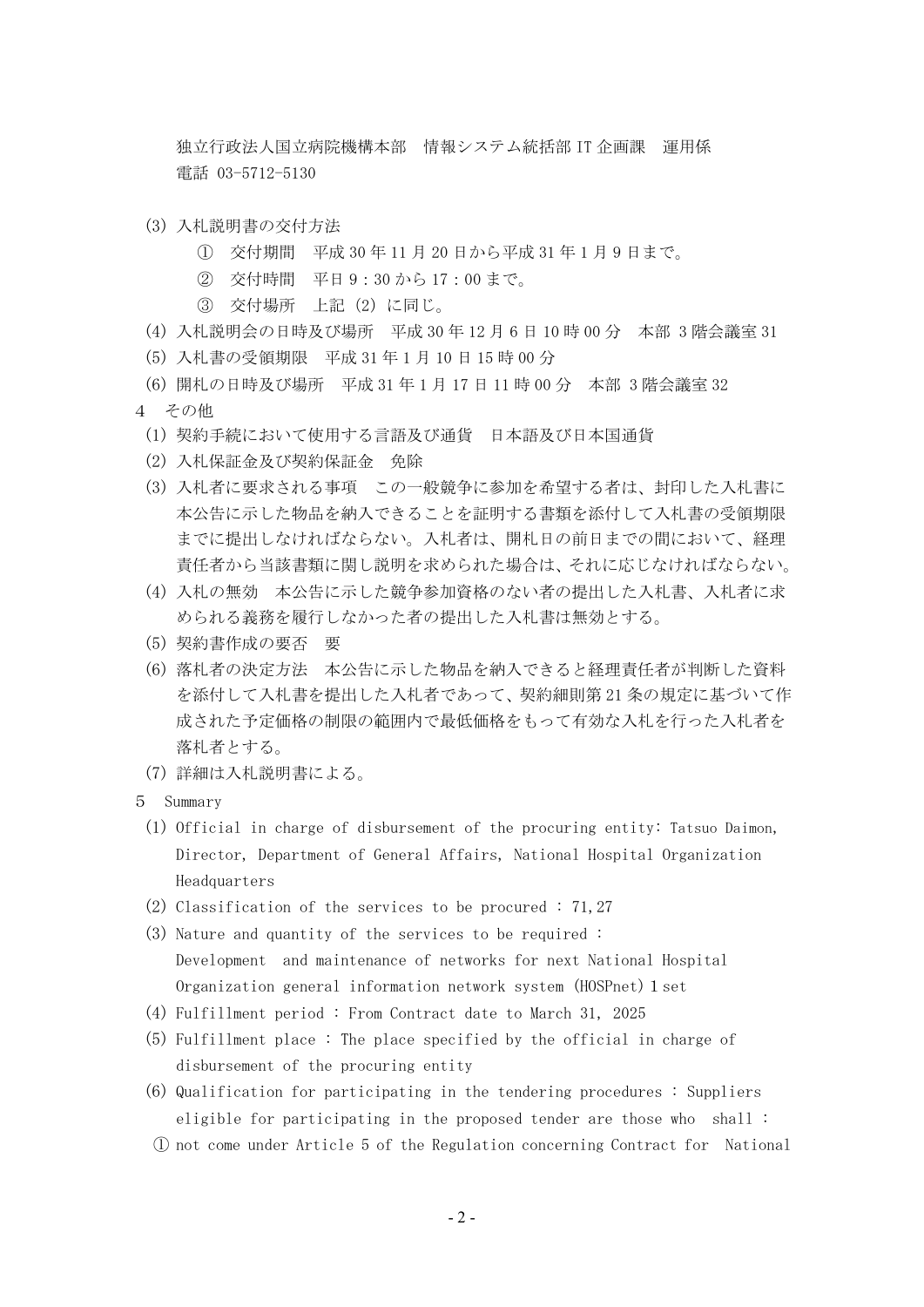独立行政法人国立病院機構本部　情報システム統括部 IT 企画課　運用係
電話 03-5712-5130

(3) 入札説明書の交付方法
　① 交付期間　平成 30 年 11 月 20 日から平成 31 年 1 月 9 日まで。
　② 交付時間　平日 9：30 から 17：00 まで。
　③ 交付場所　上記 (2) に同じ。

(4) 入札説明会の日時及び場所　平成 30 年 12 月 6 日 10 時 00 分　本部 3 階会議室 31

(5) 入札書の受領期限　平成 31 年 1 月 10 日 15 時 00 分

(6) 開札の日時及び場所　平成 31 年 1 月 17 日 11 時 00 分　本部 3 階会議室 32

4 その他

(1) 契約手続において使用する言語及び通貨　日本語及び日本国通貨

(2) 入札保証金及び契約保証金　免除

(3) 入札者に要求される事項　この一般競争に参加を希望する者は、封印した入札書に本公告に示した物品を納入できることを証明する書類を添付して入札書の受領期限までに提出しなければならない。入札者は、開札日の前日までの間において、経理責任者から当該書類に関し説明を求められた場合は、それに応じなければならない。

(4) 入札の無効　本公告に示した競争参加資格のない者の提出した入札書、入札者に求められる義務を履行しなかった者の提出した入札書は無効とする。

(5) 契約書作成の要否　要

(6) 落札者の決定方法　本公告に示した物品を納入できると経理責任者が判断した資料を添付して入札書を提出した入札者であって、契約細則第 21 条の規定に基づいて作成された予定価格の制限の範囲内で最低価格をもって有効な入札を行った入札者を落札者とする。

(7) 詳細は入札説明書による。

5 Summary

(1) Official in charge of disbursement of the procuring entity: Tatsuo Daimon, Director, Department of General Affairs, National Hospital Organization Headquarters

(2) Classification of the services to be procured : 71,27

(3) Nature and quantity of the services to be required :
Development and maintenance of networks for next National Hospital Organization general information network system (HOSPnet) 1 set

(4) Fulfillment period : From Contract date to March 31, 2025

(5) Fulfillment place : The place specified by the official in charge of disbursement of the procuring entity

(6) Qualification for participating in the tendering procedures : Suppliers eligible for participating in the proposed tender are those who shall :

① not come under Article 5 of the Regulation concerning Contract for National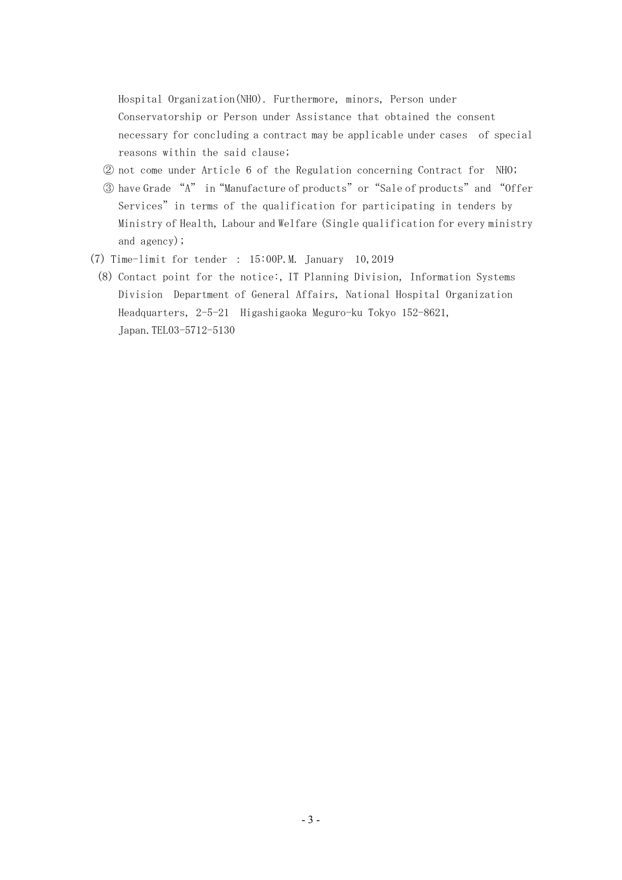Hospital Organization(NHO). Furthermore, minors, Person under Conservatorship or Person under Assistance that obtained the consent necessary for concluding a contract may be applicable under cases of special reasons within the said clause;

② not come under Article 6 of the Regulation concerning Contract for NHO;

③ have Grade "A" in "Manufacture of products" or "Sale of products" and "Offer Services" in terms of the qualification for participating in tenders by Ministry of Health, Labour and Welfare (Single qualification for every ministry and agency);

(7) Time-limit for tender : 15:00P.M. January 10,2019

(8) Contact point for the notice:, IT Planning Division, Information Systems Division Department of General Affairs, National Hospital Organization Headquarters, 2-5-21 Higashigaoka Meguro-ku Tokyo 152-8621, Japan.TEL03-5712-5130